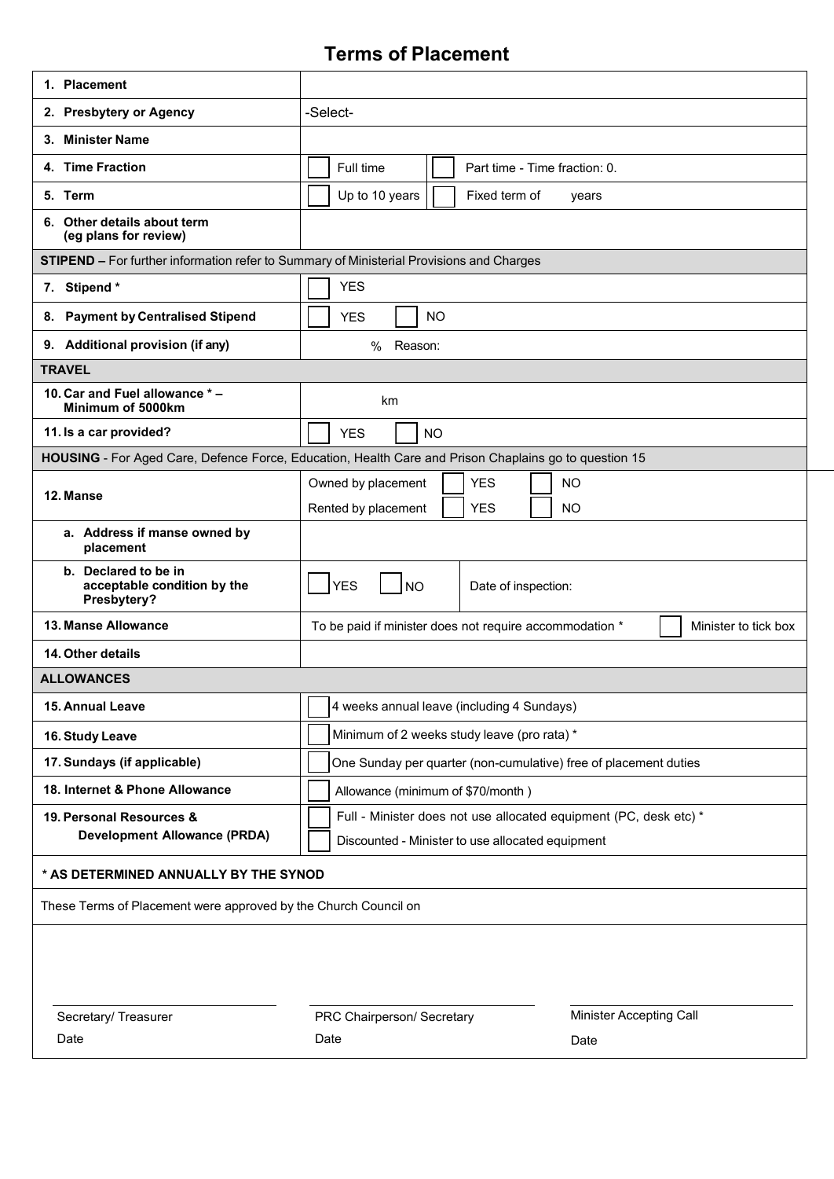# Terms of Placement

| | |
|---|---|
| 1. **Placement** | |
| 2. **Presbytery or Agency** | -Select- |
| 3. **Minister Name** | |
| 4. **Time Fraction** | ☐ Full time ☐ Part time - Time fraction: 0. |
| 5. **Term** | ☐ Up to 10 years ☐ Fixed term of years |
| 6. **Other details about term (eg plans for review)** | |
| **STIPEND** – For further information refer to Summary of Ministerial Provisions and Charges | |
| 7. **Stipend** * | ☐ YES |
| 8. **Payment by Centralised Stipend** | ☐ YES ☐ NO |
| 9. **Additional provision (if any)** | % Reason: |
| **TRAVEL** | |
| 10. **Car and Fuel allowance * – Minimum of 5000km** | km |
| 11. **Is a car provided?** | ☐ YES ☐ NO |
| **HOUSING** - For Aged Care, Defence Force, Education, Health Care and Prison Chaplains go to question 15 | |
| 12. **Manse** | Owned by placement ☐ YES ☐ NO<br>Rented by placement ☐ YES ☐ NO |
| a. **Address if manse owned by placement** | |
| b. **Declared to be in acceptable condition by the Presbytery?** | ☐ YES ☐ NO Date of inspection: |
| 13. **Manse Allowance** | To be paid if minister does not require accommodation * ☐ Minister to tick box |
| 14. **Other details** | |
| **ALLOWANCES** | |
| 15. **Annual Leave** | ☐ 4 weeks annual leave (including 4 Sundays) |
| 16. **Study Leave** | ☐ Minimum of 2 weeks study leave (pro rata) * |
| 17. **Sundays (if applicable)** | ☐ One Sunday per quarter (non-cumulative) free of placement duties |
| 18. **Internet & Phone Allowance** | ☐ Allowance (minimum of $70/month ) |
| 19. **Personal Resources & Development Allowance (PRDA)** | ☐ Full - Minister does not use allocated equipment (PC, desk etc) *<br>☐ Discounted - Minister to use allocated equipment |

**\* AS DETERMINED ANNUALLY BY THE SYNOD**

These Terms of Placement were approved by the Church Council on

| Secretary/ Treasurer | PRC Chairperson/ Secretary | Minister Accepting Call |
|---|---|---|
| Date | Date | Date |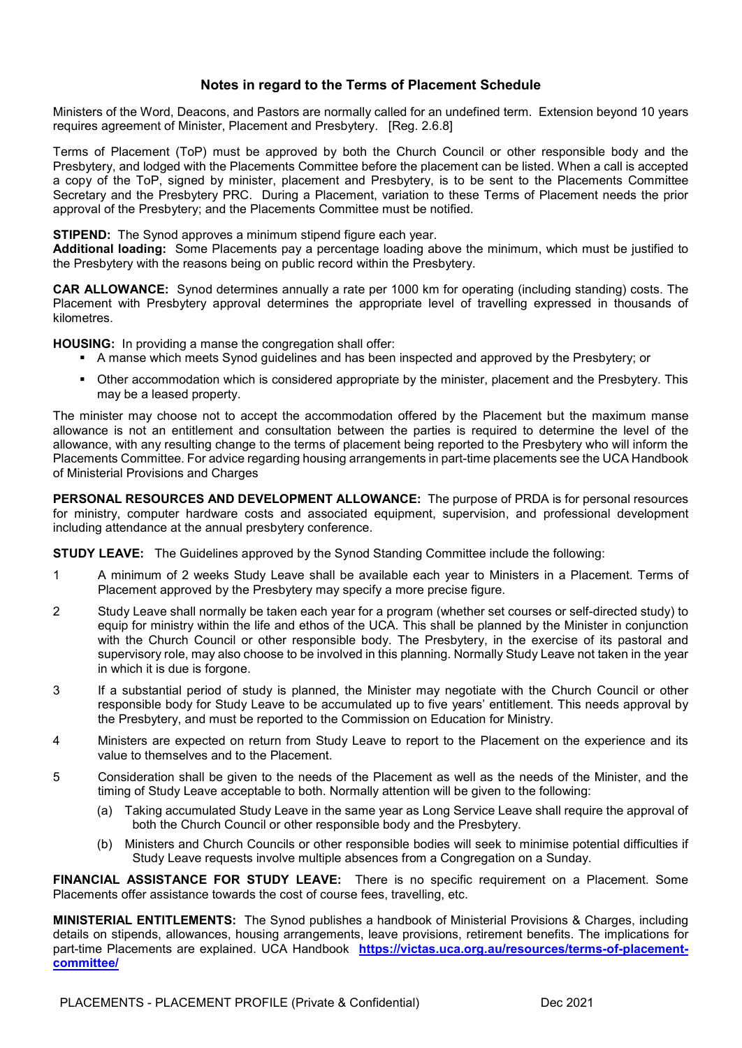## Notes in regard to the Terms of Placement Schedule

Ministers of the Word, Deacons, and Pastors are normally called for an undefined term. Extension beyond 10 years requires agreement of Minister, Placement and Presbytery. [Reg. 2.6.8]

Terms of Placement (ToP) must be approved by both the Church Council or other responsible body and the Presbytery, and lodged with the Placements Committee before the placement can be listed. When a call is accepted a copy of the ToP, signed by minister, placement and Presbytery, is to be sent to the Placements Committee Secretary and the Presbytery PRC. During a Placement, variation to these Terms of Placement needs the prior approval of the Presbytery; and the Placements Committee must be notified.

**STIPEND:** The Synod approves a minimum stipend figure each year.
**Additional loading:** Some Placements pay a percentage loading above the minimum, which must be justified to the Presbytery with the reasons being on public record within the Presbytery.

**CAR ALLOWANCE:** Synod determines annually a rate per 1000 km for operating (including standing) costs. The Placement with Presbytery approval determines the appropriate level of travelling expressed in thousands of kilometres.

**HOUSING:** In providing a manse the congregation shall offer:

- A manse which meets Synod guidelines and has been inspected and approved by the Presbytery; or
- Other accommodation which is considered appropriate by the minister, placement and the Presbytery. This may be a leased property.

The minister may choose not to accept the accommodation offered by the Placement but the maximum manse allowance is not an entitlement and consultation between the parties is required to determine the level of the allowance, with any resulting change to the terms of placement being reported to the Presbytery who will inform the Placements Committee. For advice regarding housing arrangements in part-time placements see the UCA Handbook of Ministerial Provisions and Charges

**PERSONAL RESOURCES AND DEVELOPMENT ALLOWANCE:** The purpose of PRDA is for personal resources for ministry, computer hardware costs and associated equipment, supervision, and professional development including attendance at the annual presbytery conference.

**STUDY LEAVE:** The Guidelines approved by the Synod Standing Committee include the following:

1. A minimum of 2 weeks Study Leave shall be available each year to Ministers in a Placement. Terms of Placement approved by the Presbytery may specify a more precise figure.
2. Study Leave shall normally be taken each year for a program (whether set courses or self-directed study) to equip for ministry within the life and ethos of the UCA. This shall be planned by the Minister in conjunction with the Church Council or other responsible body. The Presbytery, in the exercise of its pastoral and supervisory role, may also choose to be involved in this planning. Normally Study Leave not taken in the year in which it is due is forgone.
3. If a substantial period of study is planned, the Minister may negotiate with the Church Council or other responsible body for Study Leave to be accumulated up to five years' entitlement. This needs approval by the Presbytery, and must be reported to the Commission on Education for Ministry.
4. Ministers are expected on return from Study Leave to report to the Placement on the experience and its value to themselves and to the Placement.
5. Consideration shall be given to the needs of the Placement as well as the needs of the Minister, and the timing of Study Leave acceptable to both. Normally attention will be given to the following:
   (a) Taking accumulated Study Leave in the same year as Long Service Leave shall require the approval of both the Church Council or other responsible body and the Presbytery.
   (b) Ministers and Church Councils or other responsible bodies will seek to minimise potential difficulties if Study Leave requests involve multiple absences from a Congregation on a Sunday.

**FINANCIAL ASSISTANCE FOR STUDY LEAVE:** There is no specific requirement on a Placement. Some Placements offer assistance towards the cost of course fees, travelling, etc.

**MINISTERIAL ENTITLEMENTS:** The Synod publishes a handbook of Ministerial Provisions & Charges, including details on stipends, allowances, housing arrangements, leave provisions, retirement benefits. The implications for part-time Placements are explained. UCA Handbook **https://victas.uca.org.au/resources/terms-of-placement-committee/**